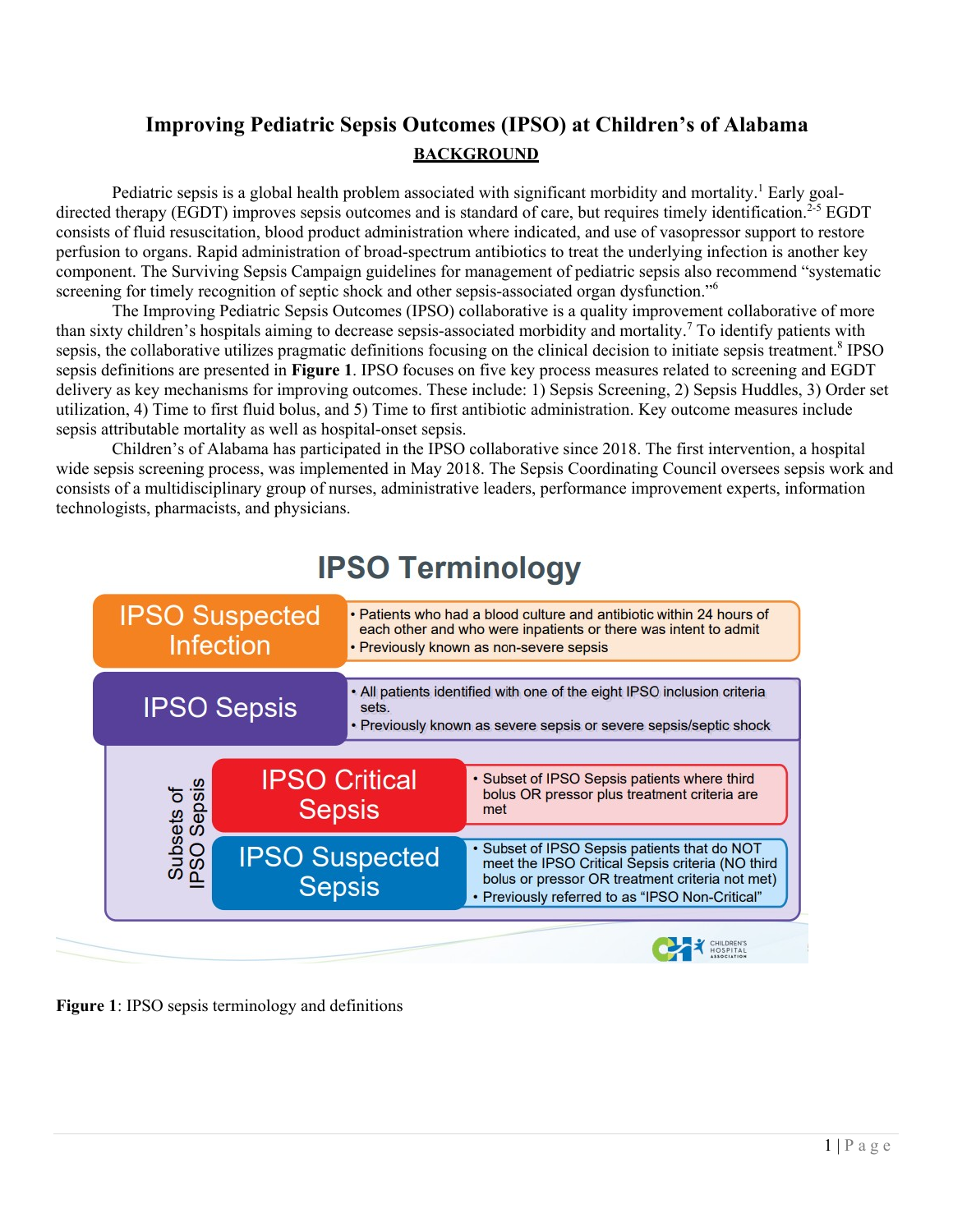# Improving Pediatric Sepsis Outcomes (IPSO) at Children's of Alabama

## BACKGROUND

Pediatric sepsis is a global health problem associated with significant morbidity and mortality.[1] Early goal-directed therapy (EGDT) improves sepsis outcomes and is standard of care, but requires timely identification.[2-5] EGDT consists of fluid resuscitation, blood product administration where indicated, and use of vasopressor support to restore perfusion to organs. Rapid administration of broad-spectrum antibiotics to treat the underlying infection is another key component. The Surviving Sepsis Campaign guidelines for management of pediatric sepsis also recommend "systematic screening for timely recognition of septic shock and other sepsis-associated organ dysfunction."[6]

The Improving Pediatric Sepsis Outcomes (IPSO) collaborative is a quality improvement collaborative of more than sixty children's hospitals aiming to decrease sepsis-associated morbidity and mortality.[7] To identify patients with sepsis, the collaborative utilizes pragmatic definitions focusing on the clinical decision to initiate sepsis treatment.[8] IPSO sepsis definitions are presented in **Figure 1**. IPSO focuses on five key process measures related to screening and EGDT delivery as key mechanisms for improving outcomes. These include: 1) Sepsis Screening, 2) Sepsis Huddles, 3) Order set utilization, 4) Time to first fluid bolus, and 5) Time to first antibiotic administration. Key outcome measures include sepsis attributable mortality as well as hospital-onset sepsis.

Children's of Alabama has participated in the IPSO collaborative since 2018. The first intervention, a hospital wide sepsis screening process, was implemented in May 2018. The Sepsis Coordinating Council oversees sepsis work and consists of a multidisciplinary group of nurses, administrative leaders, performance improvement experts, information technologists, pharmacists, and physicians.

**IPSO Terminology**

| Term | Definition |
| --- | --- |
| IPSO Suspected Infection | • Patients who had a blood culture and antibiotic within 24 hours of each other and who were inpatients or there was intent to admit<br>• Previously known as non-severe sepsis |
| IPSO Sepsis | • All patients identified with one of the eight IPSO inclusion criteria sets.<br>• Previously known as severe sepsis or severe sepsis/septic shock |
| IPSO Critical Sepsis (Subset of IPSO Sepsis) | • Subset of IPSO Sepsis patients where third bolus OR pressor plus treatment criteria are met |
| IPSO Suspected Sepsis (Subset of IPSO Sepsis) | • Subset of IPSO Sepsis patients that do NOT meet the IPSO Critical Sepsis criteria (NO third bolus or pressor OR treatment criteria not met)<br>• Previously referred to as "IPSO Non-Critical" |

CHILDREN'S HOSPITAL ASSOCIATION

**Figure 1**: IPSO sepsis terminology and definitions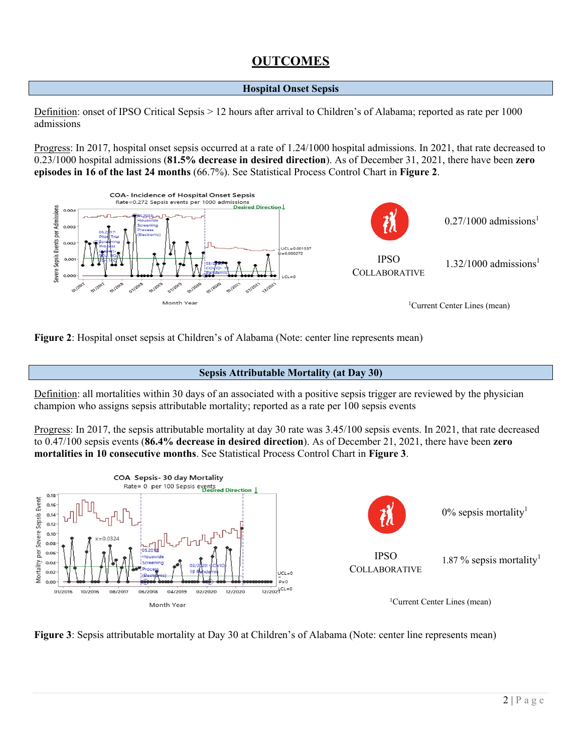# OUTCOMES

## Hospital Onset Sepsis

Definition: onset of IPSO Critical Sepsis > 12 hours after arrival to Children's of Alabama; reported as rate per 1000 admissions

Progress: In 2017, hospital onset sepsis occurred at a rate of 1.24/1000 hospital admissions. In 2021, that rate decreased to 0.23/1000 hospital admissions (**81.5% decrease in desired direction**). As of December 31, 2021, there have been **zero episodes in 16 of the last 24 months** (66.7%). See Statistical Process Control Chart in **Figure 2**.

| | |
|---|---|
| | 0.27/1000 admissions[1] |
| IPSO COLLABORATIVE | 1.32/1000 admissions[1] |

[1]Current Center Lines (mean)

**Figure 2**: Hospital onset sepsis at Children's of Alabama (Note: center line represents mean)

## Sepsis Attributable Mortality (at Day 30)

Definition: all mortalities within 30 days of an associated with a positive sepsis trigger are reviewed by the physician champion who assigns sepsis attributable mortality; reported as a rate per 100 sepsis events

Progress: In 2017, the sepsis attributable mortality at day 30 rate was 3.45/100 sepsis events. In 2021, that rate decreased to 0.47/100 sepsis events (**86.4% decrease in desired direction**). As of December 21, 2021, there have been **zero mortalities in 10 consecutive months**. See Statistical Process Control Chart in **Figure 3**.

| | |
|---|---|
| | 0% sepsis mortality[1] |
| IPSO COLLABORATIVE | 1.87 % sepsis mortality[1] |

[1]Current Center Lines (mean)

**Figure 3**: Sepsis attributable mortality at Day 30 at Children's of Alabama (Note: center line represents mean)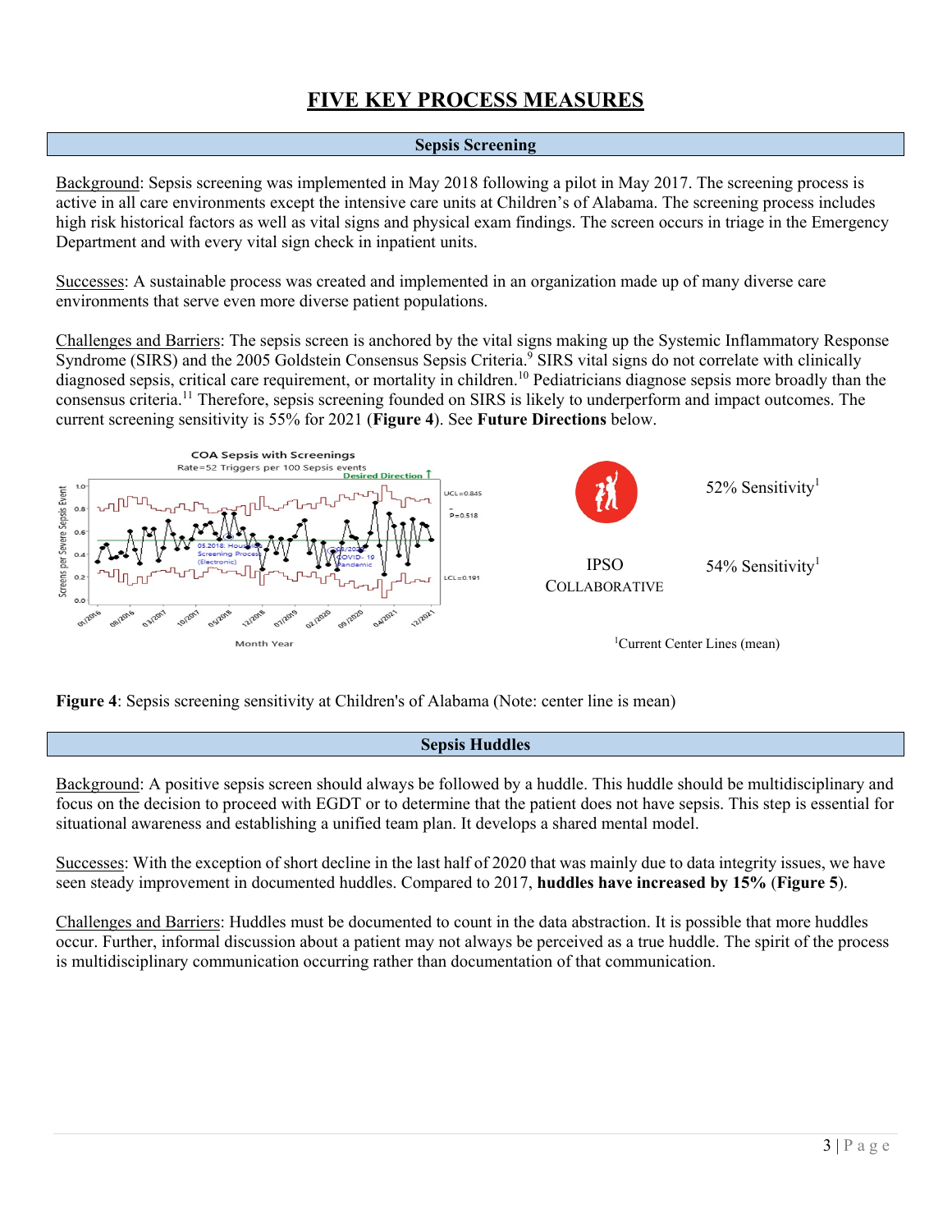# FIVE KEY PROCESS MEASURES

## Sepsis Screening

Background: Sepsis screening was implemented in May 2018 following a pilot in May 2017. The screening process is active in all care environments except the intensive care units at Children's of Alabama. The screening process includes high risk historical factors as well as vital signs and physical exam findings. The screen occurs in triage in the Emergency Department and with every vital sign check in inpatient units.

Successes: A sustainable process was created and implemented in an organization made up of many diverse care environments that serve even more diverse patient populations.

Challenges and Barriers: The sepsis screen is anchored by the vital signs making up the Systemic Inflammatory Response Syndrome (SIRS) and the 2005 Goldstein Consensus Sepsis Criteria.[9] SIRS vital signs do not correlate with clinically diagnosed sepsis, critical care requirement, or mortality in children.[10] Pediatricians diagnose sepsis more broadly than the consensus criteria.[11] Therefore, sepsis screening founded on SIRS is likely to underperform and impact outcomes. The current screening sensitivity is 55% for 2021 (**Figure 4**). See **Future Directions** below.

COA Sepsis with Screenings
Rate=52 Triggers per 100 Sepsis events

52% Sensitivity[1]

IPSO COLLABORATIVE — 54% Sensitivity[1]

[1]Current Center Lines (mean)

**Figure 4**: Sepsis screening sensitivity at Children's of Alabama (Note: center line is mean)

## Sepsis Huddles

Background: A positive sepsis screen should always be followed by a huddle. This huddle should be multidisciplinary and focus on the decision to proceed with EGDT or to determine that the patient does not have sepsis. This step is essential for situational awareness and establishing a unified team plan. It develops a shared mental model.

Successes: With the exception of short decline in the last half of 2020 that was mainly due to data integrity issues, we have seen steady improvement in documented huddles. Compared to 2017, **huddles have increased by 15%** (**Figure 5**).

Challenges and Barriers: Huddles must be documented to count in the data abstraction. It is possible that more huddles occur. Further, informal discussion about a patient may not always be perceived as a true huddle. The spirit of the process is multidisciplinary communication occurring rather than documentation of that communication.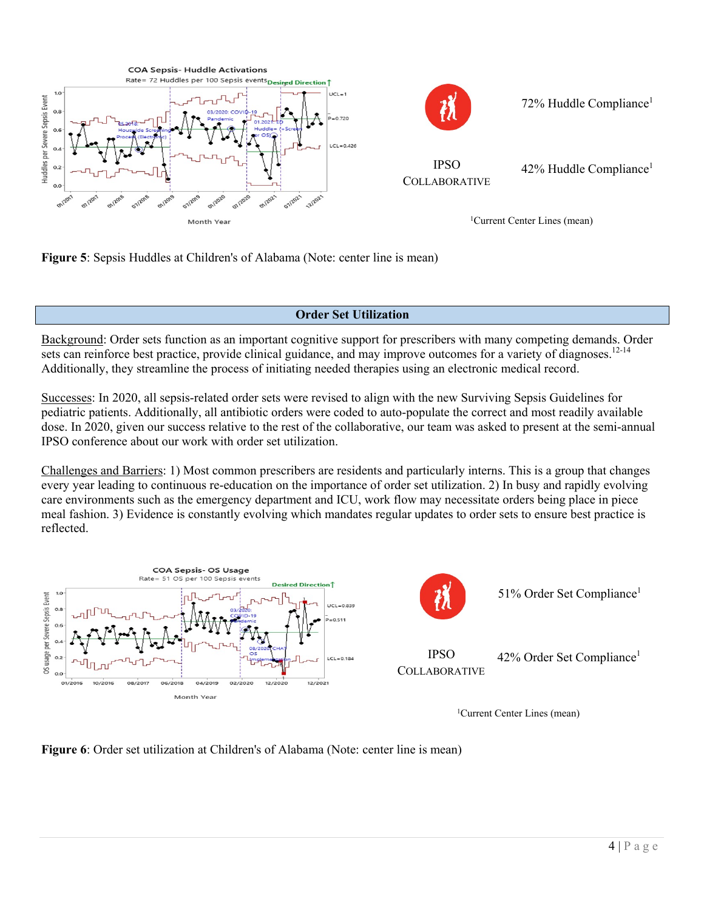72% Huddle Compliance[1]

IPSO COLLABORATIVE

42% Huddle Compliance[1]

[1]Current Center Lines (mean)

**Figure 5**: Sepsis Huddles at Children's of Alabama (Note: center line is mean)

## Order Set Utilization

Background: Order sets function as an important cognitive support for prescribers with many competing demands. Order sets can reinforce best practice, provide clinical guidance, and may improve outcomes for a variety of diagnoses.[12-14] Additionally, they streamline the process of initiating needed therapies using an electronic medical record.

Successes: In 2020, all sepsis-related order sets were revised to align with the new Surviving Sepsis Guidelines for pediatric patients. Additionally, all antibiotic orders were coded to auto-populate the correct and most readily available dose. In 2020, given our success relative to the rest of the collaborative, our team was asked to present at the semi-annual IPSO conference about our work with order set utilization.

Challenges and Barriers: 1) Most common prescribers are residents and particularly interns. This is a group that changes every year leading to continuous re-education on the importance of order set utilization. 2) In busy and rapidly evolving care environments such as the emergency department and ICU, work flow may necessitate orders being place in piece meal fashion. 3) Evidence is constantly evolving which mandates regular updates to order sets to ensure best practice is reflected.

51% Order Set Compliance[1]

IPSO COLLABORATIVE

42% Order Set Compliance[1]

[1]Current Center Lines (mean)

**Figure 6**: Order set utilization at Children's of Alabama (Note: center line is mean)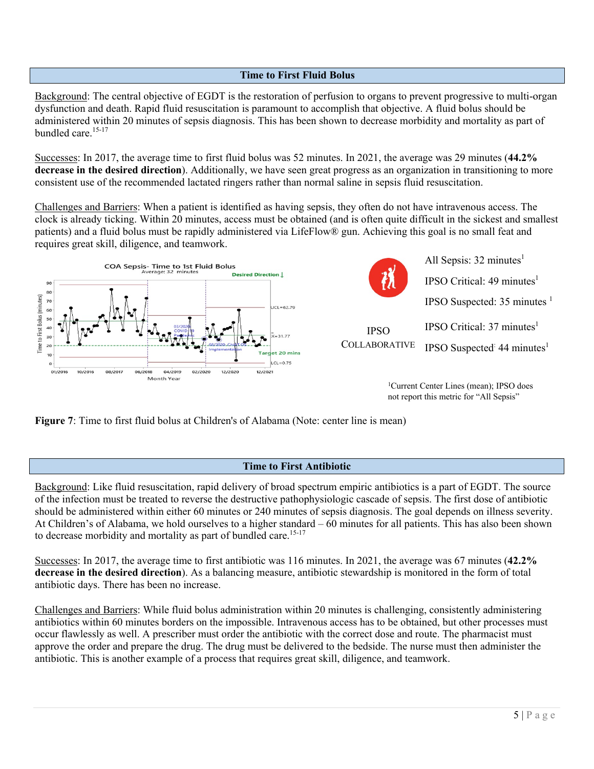## Time to First Fluid Bolus

Background: The central objective of EGDT is the restoration of perfusion to organs to prevent progressive to multi-organ dysfunction and death. Rapid fluid resuscitation is paramount to accomplish that objective. A fluid bolus should be administered within 20 minutes of sepsis diagnosis. This has been shown to decrease morbidity and mortality as part of bundled care.[15-17]

Successes: In 2017, the average time to first fluid bolus was 52 minutes. In 2021, the average was 29 minutes (**44.2% decrease in the desired direction**). Additionally, we have seen great progress as an organization in transitioning to more consistent use of the recommended lactated ringers rather than normal saline in sepsis fluid resuscitation.

Challenges and Barriers: When a patient is identified as having sepsis, they often do not have intravenous access. The clock is already ticking. Within 20 minutes, access must be obtained (and is often quite difficult in the sickest and smallest patients) and a fluid bolus must be rapidly administered via LifeFlow® gun. Achieving this goal is no small feat and requires great skill, diligence, and teamwork.

All Sepsis: 32 minutes[1]

IPSO Critical: 49 minutes[1]

IPSO Suspected: 35 minutes [1]

IPSO COLLABORATIVE

IPSO Critical: 37 minutes[1]

IPSO Suspected: 44 minutes[1]

[1]Current Center Lines (mean); IPSO does not report this metric for "All Sepsis"

**Figure 7**: Time to first fluid bolus at Children's of Alabama (Note: center line is mean)

## Time to First Antibiotic

Background: Like fluid resuscitation, rapid delivery of broad spectrum empiric antibiotics is a part of EGDT. The source of the infection must be treated to reverse the destructive pathophysiologic cascade of sepsis. The first dose of antibiotic should be administered within either 60 minutes or 240 minutes of sepsis diagnosis. The goal depends on illness severity. At Children's of Alabama, we hold ourselves to a higher standard – 60 minutes for all patients. This has also been shown to decrease morbidity and mortality as part of bundled care.[15-17]

Successes: In 2017, the average time to first antibiotic was 116 minutes. In 2021, the average was 67 minutes (**42.2% decrease in the desired direction**). As a balancing measure, antibiotic stewardship is monitored in the form of total antibiotic days. There has been no increase.

Challenges and Barriers: While fluid bolus administration within 20 minutes is challenging, consistently administering antibiotics within 60 minutes borders on the impossible. Intravenous access has to be obtained, but other processes must occur flawlessly as well. A prescriber must order the antibiotic with the correct dose and route. The pharmacist must approve the order and prepare the drug. The drug must be delivered to the bedside. The nurse must then administer the antibiotic. This is another example of a process that requires great skill, diligence, and teamwork.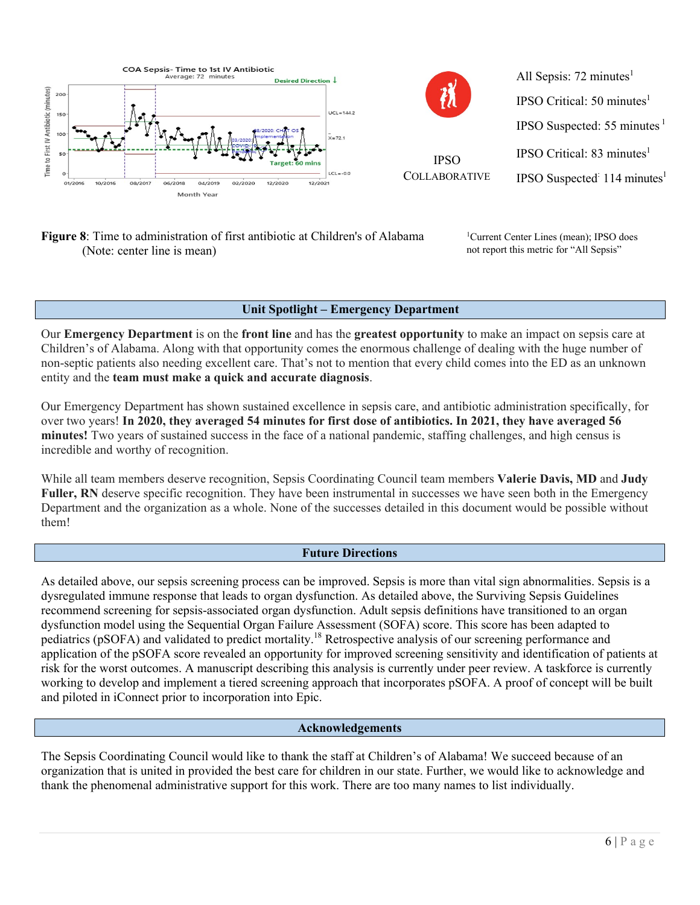All Sepsis: 72 minutes[1]

IPSO Critical: 50 minutes[1]

IPSO Suspected: 55 minutes[1]

IPSO COLLABORATIVE

IPSO Critical: 83 minutes[1]

IPSO Suspected: 114 minutes[1]

**Figure 8**: Time to administration of first antibiotic at Children's of Alabama (Note: center line is mean)

[1]Current Center Lines (mean); IPSO does not report this metric for "All Sepsis"

## Unit Spotlight – Emergency Department

Our **Emergency Department** is on the **front line** and has the **greatest opportunity** to make an impact on sepsis care at Children's of Alabama. Along with that opportunity comes the enormous challenge of dealing with the huge number of non-septic patients also needing excellent care. That's not to mention that every child comes into the ED as an unknown entity and the **team must make a quick and accurate diagnosis**.

Our Emergency Department has shown sustained excellence in sepsis care, and antibiotic administration specifically, for over two years! **In 2020, they averaged 54 minutes for first dose of antibiotics. In 2021, they have averaged 56 minutes!** Two years of sustained success in the face of a national pandemic, staffing challenges, and high census is incredible and worthy of recognition.

While all team members deserve recognition, Sepsis Coordinating Council team members **Valerie Davis, MD** and **Judy Fuller, RN** deserve specific recognition. They have been instrumental in successes we have seen both in the Emergency Department and the organization as a whole. None of the successes detailed in this document would be possible without them!

## Future Directions

As detailed above, our sepsis screening process can be improved. Sepsis is more than vital sign abnormalities. Sepsis is a dysregulated immune response that leads to organ dysfunction. As detailed above, the Surviving Sepsis Guidelines recommend screening for sepsis-associated organ dysfunction. Adult sepsis definitions have transitioned to an organ dysfunction model using the Sequential Organ Failure Assessment (SOFA) score. This score has been adapted to pediatrics (pSOFA) and validated to predict mortality.[18] Retrospective analysis of our screening performance and application of the pSOFA score revealed an opportunity for improved screening sensitivity and identification of patients at risk for the worst outcomes. A manuscript describing this analysis is currently under peer review. A taskforce is currently working to develop and implement a tiered screening approach that incorporates pSOFA. A proof of concept will be built and piloted in iConnect prior to incorporation into Epic.

## Acknowledgements

The Sepsis Coordinating Council would like to thank the staff at Children's of Alabama! We succeed because of an organization that is united in provided the best care for children in our state. Further, we would like to acknowledge and thank the phenomenal administrative support for this work. There are too many names to list individually.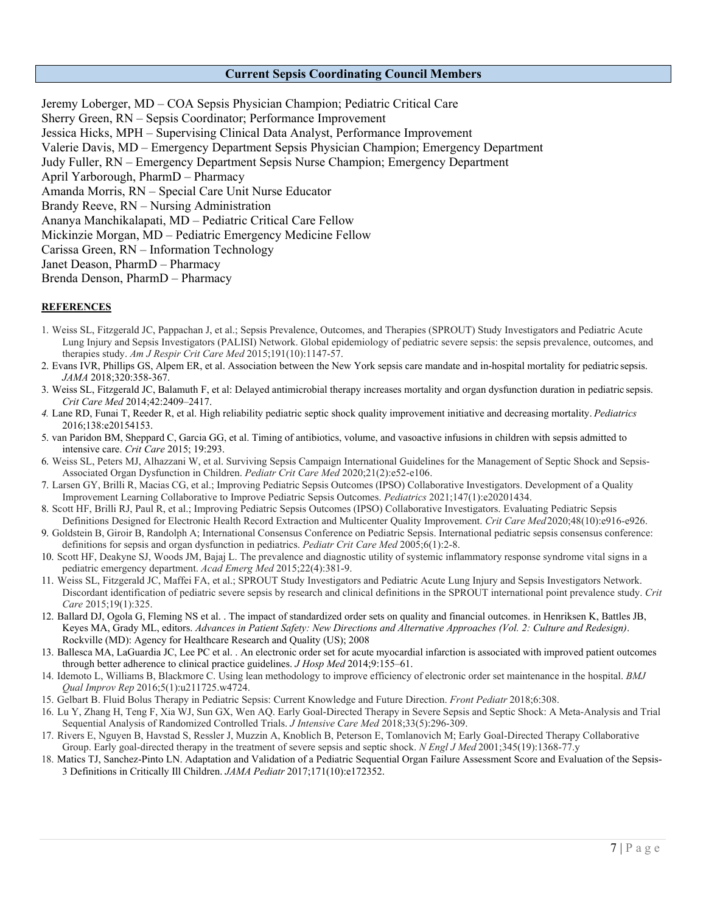## Current Sepsis Coordinating Council Members

Jeremy Loberger, MD – COA Sepsis Physician Champion; Pediatric Critical Care
Sherry Green, RN – Sepsis Coordinator; Performance Improvement
Jessica Hicks, MPH – Supervising Clinical Data Analyst, Performance Improvement
Valerie Davis, MD – Emergency Department Sepsis Physician Champion; Emergency Department
Judy Fuller, RN – Emergency Department Sepsis Nurse Champion; Emergency Department
April Yarborough, PharmD – Pharmacy
Amanda Morris, RN – Special Care Unit Nurse Educator
Brandy Reeve, RN – Nursing Administration
Ananya Manchikalapati, MD – Pediatric Critical Care Fellow
Mickinzie Morgan, MD – Pediatric Emergency Medicine Fellow
Carissa Green, RN – Information Technology
Janet Deason, PharmD – Pharmacy
Brenda Denson, PharmD – Pharmacy

**REFERENCES**

1. Weiss SL, Fitzgerald JC, Pappachan J, et al.; Sepsis Prevalence, Outcomes, and Therapies (SPROUT) Study Investigators and Pediatric Acute Lung Injury and Sepsis Investigators (PALISI) Network. Global epidemiology of pediatric severe sepsis: the sepsis prevalence, outcomes, and therapies study. *Am J Respir Crit Care Med* 2015;191(10):1147-57.
2. Evans IVR, Phillips GS, Alpem ER, et al. Association between the New York sepsis care mandate and in-hospital mortality for pediatric sepsis. *JAMA* 2018;320:358-367.
3. Weiss SL, Fitzgerald JC, Balamuth F, et al: Delayed antimicrobial therapy increases mortality and organ dysfunction duration in pediatric sepsis. *Crit Care Med* 2014;42:2409–2417.
4. Lane RD, Funai T, Reeder R, et al. High reliability pediatric septic shock quality improvement initiative and decreasing mortality. *Pediatrics* 2016;138:e20154153.
5. van Paridon BM, Sheppard C, Garcia GG, et al. Timing of antibiotics, volume, and vasoactive infusions in children with sepsis admitted to intensive care. *Crit Care* 2015; 19:293.
6. Weiss SL, Peters MJ, Alhazzani W, et al. Surviving Sepsis Campaign International Guidelines for the Management of Septic Shock and Sepsis-Associated Organ Dysfunction in Children. *Pediatr Crit Care Med* 2020;21(2):e52-e106.
7. Larsen GY, Brilli R, Macias CG, et al.; Improving Pediatric Sepsis Outcomes (IPSO) Collaborative Investigators. Development of a Quality Improvement Learning Collaborative to Improve Pediatric Sepsis Outcomes. *Pediatrics* 2021;147(1):e20201434.
8. Scott HF, Brilli RJ, Paul R, et al.; Improving Pediatric Sepsis Outcomes (IPSO) Collaborative Investigators. Evaluating Pediatric Sepsis Definitions Designed for Electronic Health Record Extraction and Multicenter Quality Improvement. *Crit Care Med* 2020;48(10):e916-e926.
9. Goldstein B, Giroir B, Randolph A; International Consensus Conference on Pediatric Sepsis. International pediatric sepsis consensus conference: definitions for sepsis and organ dysfunction in pediatrics. *Pediatr Crit Care Med* 2005;6(1):2-8.
10. Scott HF, Deakyne SJ, Woods JM, Bajaj L. The prevalence and diagnostic utility of systemic inflammatory response syndrome vital signs in a pediatric emergency department. *Acad Emerg Med* 2015;22(4):381-9.
11. Weiss SL, Fitzgerald JC, Maffei FA, et al.; SPROUT Study Investigators and Pediatric Acute Lung Injury and Sepsis Investigators Network. Discordant identification of pediatric severe sepsis by research and clinical definitions in the SPROUT international point prevalence study. *Crit Care* 2015;19(1):325.
12. Ballard DJ, Ogola G, Fleming NS et al. . The impact of standardized order sets on quality and financial outcomes. in Henriksen K, Battles JB, Keyes MA, Grady ML, editors. *Advances in Patient Safety: New Directions and Alternative Approaches (Vol. 2: Culture and Redesign)*. Rockville (MD): Agency for Healthcare Research and Quality (US); 2008
13. Ballesca MA, LaGuardia JC, Lee PC et al. . An electronic order set for acute myocardial infarction is associated with improved patient outcomes through better adherence to clinical practice guidelines. *J Hosp Med* 2014;9:155–61.
14. Idemoto L, Williams B, Blackmore C. Using lean methodology to improve efficiency of electronic order set maintenance in the hospital. *BMJ Qual Improv Rep* 2016;5(1):u211725.w4724.
15. Gelbart B. Fluid Bolus Therapy in Pediatric Sepsis: Current Knowledge and Future Direction. *Front Pediatr* 2018;6:308.
16. Lu Y, Zhang H, Teng F, Xia WJ, Sun GX, Wen AQ. Early Goal-Directed Therapy in Severe Sepsis and Septic Shock: A Meta-Analysis and Trial Sequential Analysis of Randomized Controlled Trials. *J Intensive Care Med* 2018;33(5):296-309.
17. Rivers E, Nguyen B, Havstad S, Ressler J, Muzzin A, Knoblich B, Peterson E, Tomlanovich M; Early Goal-Directed Therapy Collaborative Group. Early goal-directed therapy in the treatment of severe sepsis and septic shock. *N Engl J Med* 2001;345(19):1368-77.y
18. Matics TJ, Sanchez-Pinto LN. Adaptation and Validation of a Pediatric Sequential Organ Failure Assessment Score and Evaluation of the Sepsis-3 Definitions in Critically Ill Children. *JAMA Pediatr* 2017;171(10):e172352.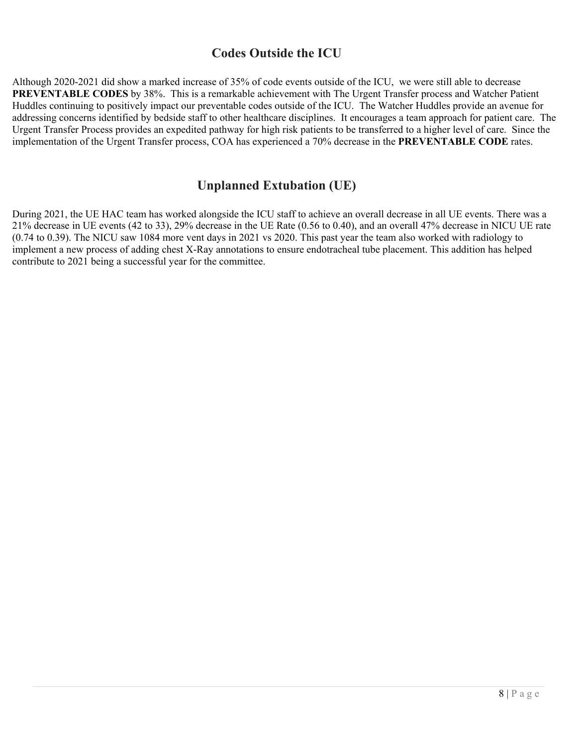## Codes Outside the ICU

Although 2020-2021 did show a marked increase of 35% of code events outside of the ICU, we were still able to decrease **PREVENTABLE CODES** by 38%. This is a remarkable achievement with The Urgent Transfer process and Watcher Patient Huddles continuing to positively impact our preventable codes outside of the ICU. The Watcher Huddles provide an avenue for addressing concerns identified by bedside staff to other healthcare disciplines. It encourages a team approach for patient care. The Urgent Transfer Process provides an expedited pathway for high risk patients to be transferred to a higher level of care. Since the implementation of the Urgent Transfer process, COA has experienced a 70% decrease in the **PREVENTABLE CODE** rates.

## Unplanned Extubation (UE)

During 2021, the UE HAC team has worked alongside the ICU staff to achieve an overall decrease in all UE events. There was a 21% decrease in UE events (42 to 33), 29% decrease in the UE Rate (0.56 to 0.40), and an overall 47% decrease in NICU UE rate (0.74 to 0.39). The NICU saw 1084 more vent days in 2021 vs 2020. This past year the team also worked with radiology to implement a new process of adding chest X-Ray annotations to ensure endotracheal tube placement. This addition has helped contribute to 2021 being a successful year for the committee.